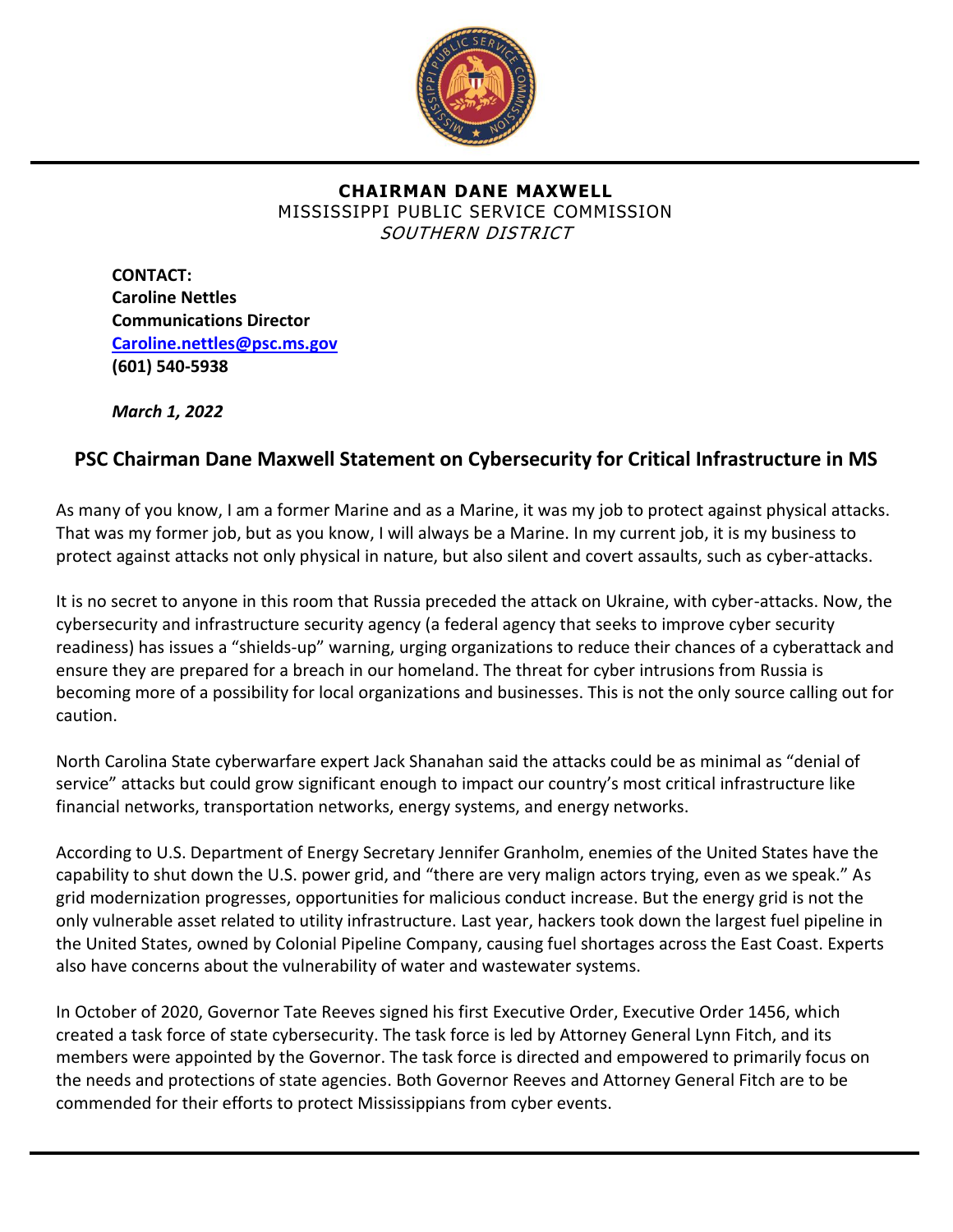**CHAIRMAN DANE MAXWELL**
MISSISSIPPI PUBLIC SERVICE COMMISSION
*SOUTHERN DISTRICT*

**CONTACT:**
**Caroline Nettles**
**Communications Director**
**[Caroline.nettles@psc.ms.gov](mailto:Caroline.nettles@psc.ms.gov)**
**(601) 540-5938**

***March 1, 2022***

## PSC Chairman Dane Maxwell Statement on Cybersecurity for Critical Infrastructure in MS

As many of you know, I am a former Marine and as a Marine, it was my job to protect against physical attacks. That was my former job, but as you know, I will always be a Marine. In my current job, it is my business to protect against attacks not only physical in nature, but also silent and covert assaults, such as cyber-attacks.

It is no secret to anyone in this room that Russia preceded the attack on Ukraine, with cyber-attacks. Now, the cybersecurity and infrastructure security agency (a federal agency that seeks to improve cyber security readiness) has issues a "shields-up" warning, urging organizations to reduce their chances of a cyberattack and ensure they are prepared for a breach in our homeland. The threat for cyber intrusions from Russia is becoming more of a possibility for local organizations and businesses. This is not the only source calling out for caution.

North Carolina State cyberwarfare expert Jack Shanahan said the attacks could be as minimal as "denial of service" attacks but could grow significant enough to impact our country's most critical infrastructure like financial networks, transportation networks, energy systems, and energy networks.

According to U.S. Department of Energy Secretary Jennifer Granholm, enemies of the United States have the capability to shut down the U.S. power grid, and "there are very malign actors trying, even as we speak." As grid modernization progresses, opportunities for malicious conduct increase. But the energy grid is not the only vulnerable asset related to utility infrastructure. Last year, hackers took down the largest fuel pipeline in the United States, owned by Colonial Pipeline Company, causing fuel shortages across the East Coast. Experts also have concerns about the vulnerability of water and wastewater systems.

In October of 2020, Governor Tate Reeves signed his first Executive Order, Executive Order 1456, which created a task force of state cybersecurity. The task force is led by Attorney General Lynn Fitch, and its members were appointed by the Governor. The task force is directed and empowered to primarily focus on the needs and protections of state agencies. Both Governor Reeves and Attorney General Fitch are to be commended for their efforts to protect Mississippians from cyber events.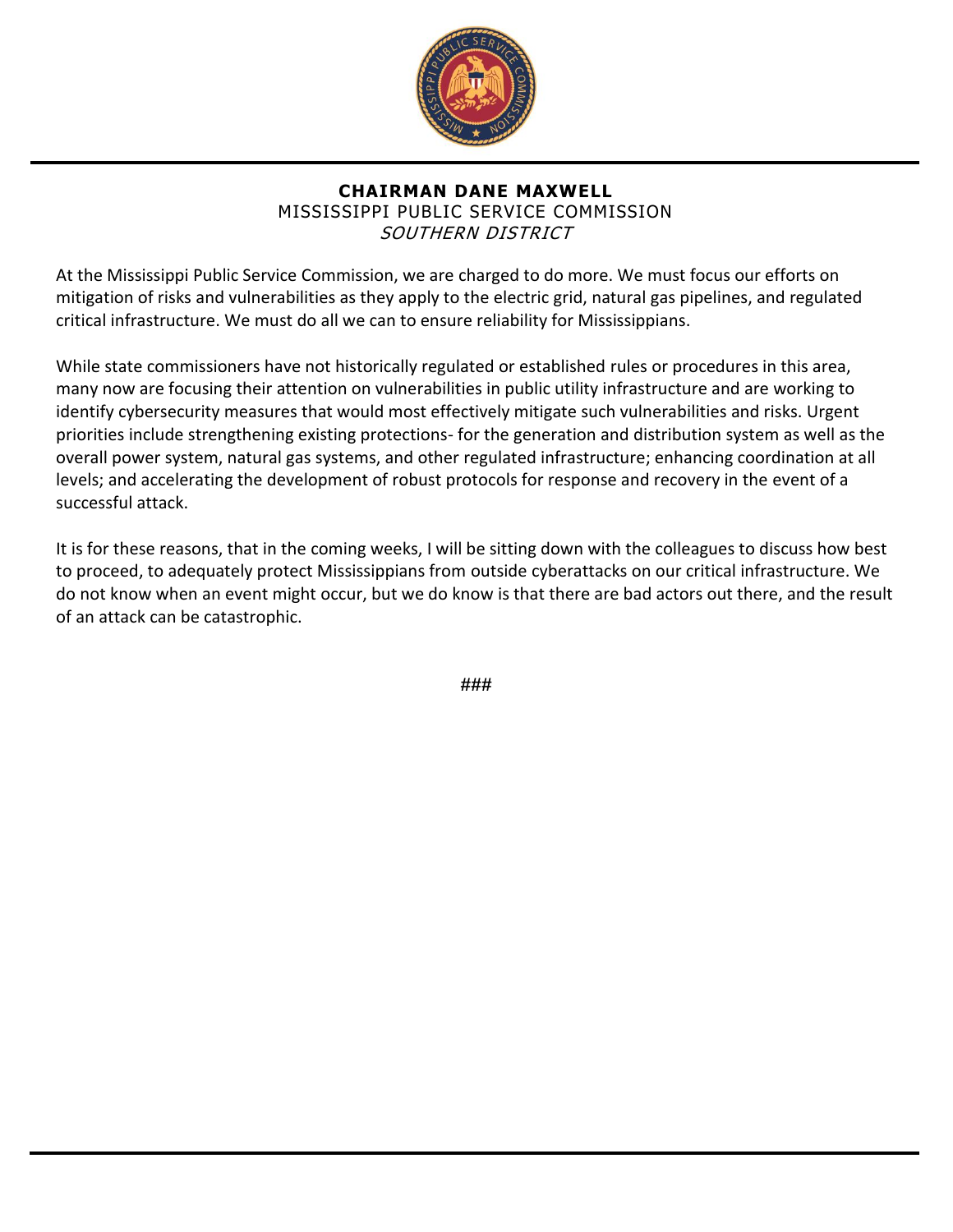**CHAIRMAN DANE MAXWELL**
MISSISSIPPI PUBLIC SERVICE COMMISSION
*SOUTHERN DISTRICT*

At the Mississippi Public Service Commission, we are charged to do more. We must focus our efforts on mitigation of risks and vulnerabilities as they apply to the electric grid, natural gas pipelines, and regulated critical infrastructure. We must do all we can to ensure reliability for Mississippians.

While state commissioners have not historically regulated or established rules or procedures in this area, many now are focusing their attention on vulnerabilities in public utility infrastructure and are working to identify cybersecurity measures that would most effectively mitigate such vulnerabilities and risks. Urgent priorities include strengthening existing protections- for the generation and distribution system as well as the overall power system, natural gas systems, and other regulated infrastructure; enhancing coordination at all levels; and accelerating the development of robust protocols for response and recovery in the event of a successful attack.

It is for these reasons, that in the coming weeks, I will be sitting down with the colleagues to discuss how best to proceed, to adequately protect Mississippians from outside cyberattacks on our critical infrastructure. We do not know when an event might occur, but we do know is that there are bad actors out there, and the result of an attack can be catastrophic.

###